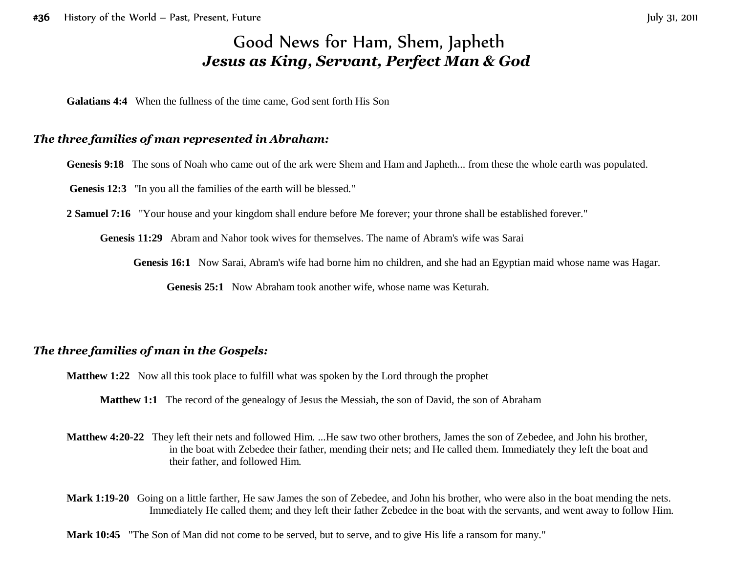# Good News for Ham, Shem, Japheth
## *Jesus as King, Servant, Perfect Man & God*

**Galatians 4:4** When the fullness of the time came, God sent forth His Son

### *The three families of man represented in Abraham:*

**Genesis 9:18** The sons of Noah who came out of the ark were Shem and Ham and Japheth... from these the whole earth was populated.

**Genesis 12:3** "In you all the families of the earth will be blessed."

**2 Samuel 7:16** "Your house and your kingdom shall endure before Me forever; your throne shall be established forever."

**Genesis 11:29** Abram and Nahor took wives for themselves. The name of Abram's wife was Sarai

**Genesis 16:1** Now Sarai, Abram's wife had borne him no children, and she had an Egyptian maid whose name was Hagar.

**Genesis 25:1** Now Abraham took another wife, whose name was Keturah.

### *The three families of man in the Gospels:*

**Matthew 1:22** Now all this took place to fulfill what was spoken by the Lord through the prophet

**Matthew 1:1** The record of the genealogy of Jesus the Messiah, the son of David, the son of Abraham

**Matthew 4:20-22** They left their nets and followed Him. ...He saw two other brothers, James the son of Zebedee, and John his brother, in the boat with Zebedee their father, mending their nets; and He called them. Immediately they left the boat and their father, and followed Him.

**Mark 1:19-20** Going on a little farther, He saw James the son of Zebedee, and John his brother, who were also in the boat mending the nets. Immediately He called them; and they left their father Zebedee in the boat with the servants, and went away to follow Him.

**Mark 10:45** "The Son of Man did not come to be served, but to serve, and to give His life a ransom for many."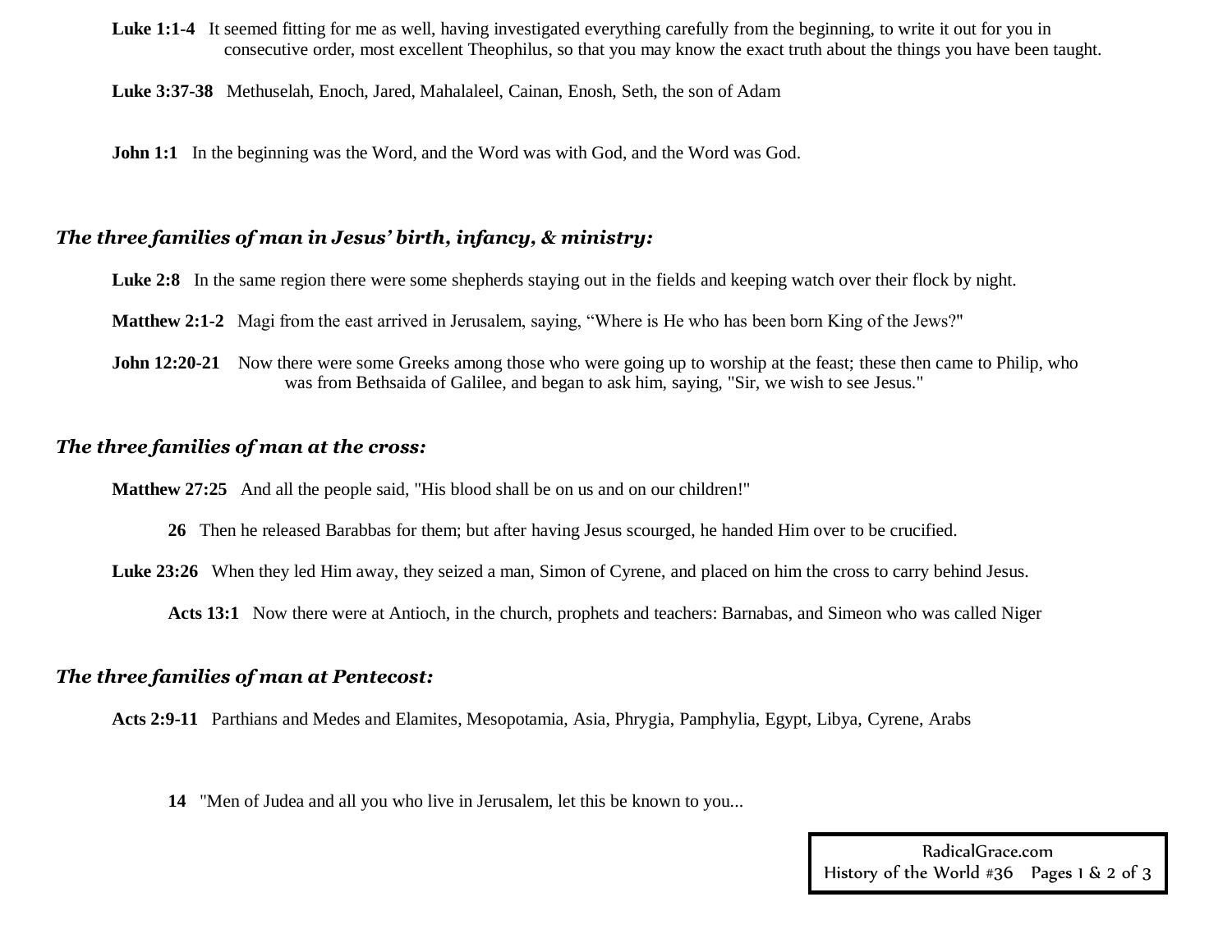**Luke 1:1-4** It seemed fitting for me as well, having investigated everything carefully from the beginning, to write it out for you in consecutive order, most excellent Theophilus, so that you may know the exact truth about the things you have been taught.

**Luke 3:37-38** Methuselah, Enoch, Jared, Mahalaleel, Cainan, Enosh, Seth, the son of Adam

**John 1:1** In the beginning was the Word, and the Word was with God, and the Word was God.

### *The three families of man in Jesus' birth, infancy, & ministry:*

**Luke 2:8** In the same region there were some shepherds staying out in the fields and keeping watch over their flock by night.

**Matthew 2:1-2** Magi from the east arrived in Jerusalem, saying, "Where is He who has been born King of the Jews?"

**John 12:20-21** Now there were some Greeks among those who were going up to worship at the feast; these then came to Philip, who was from Bethsaida of Galilee, and began to ask him, saying, "Sir, we wish to see Jesus."

### *The three families of man at the cross:*

**Matthew 27:25** And all the people said, "His blood shall be on us and on our children!"

**26** Then he released Barabbas for them; but after having Jesus scourged, he handed Him over to be crucified.

**Luke 23:26** When they led Him away, they seized a man, Simon of Cyrene, and placed on him the cross to carry behind Jesus.

**Acts 13:1** Now there were at Antioch, in the church, prophets and teachers: Barnabas, and Simeon who was called Niger

### *The three families of man at Pentecost:*

**Acts 2:9-11** Parthians and Medes and Elamites, Mesopotamia, Asia, Phrygia, Pamphylia, Egypt, Libya, Cyrene, Arabs

**14** "Men of Judea and all you who live in Jerusalem, let this be known to you...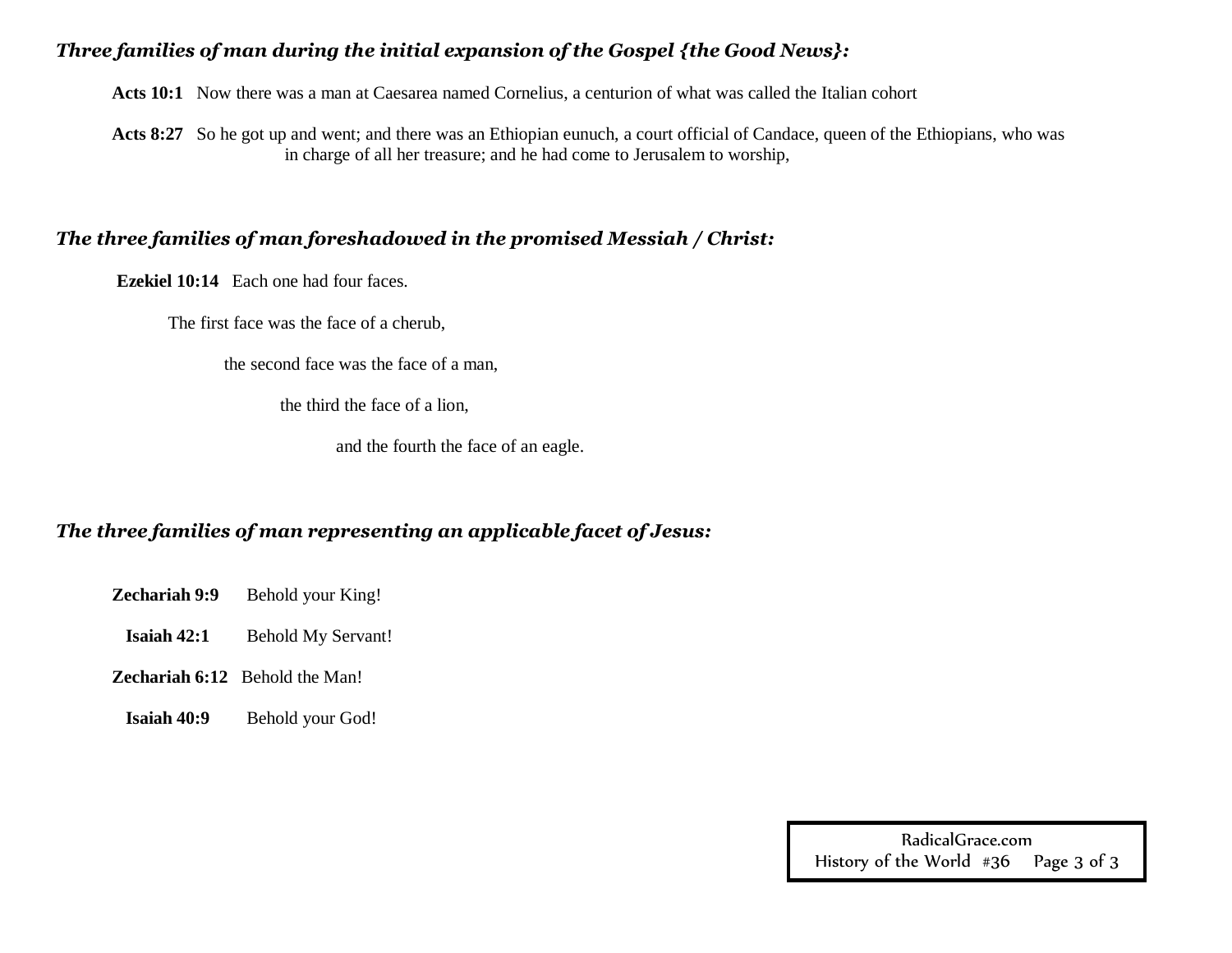***Three families of man during the initial expansion of the Gospel {the Good News}:***

**Acts 10:1** Now there was a man at Caesarea named Cornelius, a centurion of what was called the Italian cohort

**Acts 8:27** So he got up and went; and there was an Ethiopian eunuch, a court official of Candace, queen of the Ethiopians, who was in charge of all her treasure; and he had come to Jerusalem to worship,

***The three families of man foreshadowed in the promised Messiah / Christ:***

**Ezekiel 10:14** Each one had four faces.

The first face was the face of a cherub,

the second face was the face of a man,

the third the face of a lion,

and the fourth the face of an eagle.

***The three families of man representing an applicable facet of Jesus:***

**Zechariah 9:9** Behold your King!

**Isaiah 42:1** Behold My Servant!

**Zechariah 6:12** Behold the Man!

**Isaiah 40:9** Behold your God!

RadicalGrace.com
History of the World #36